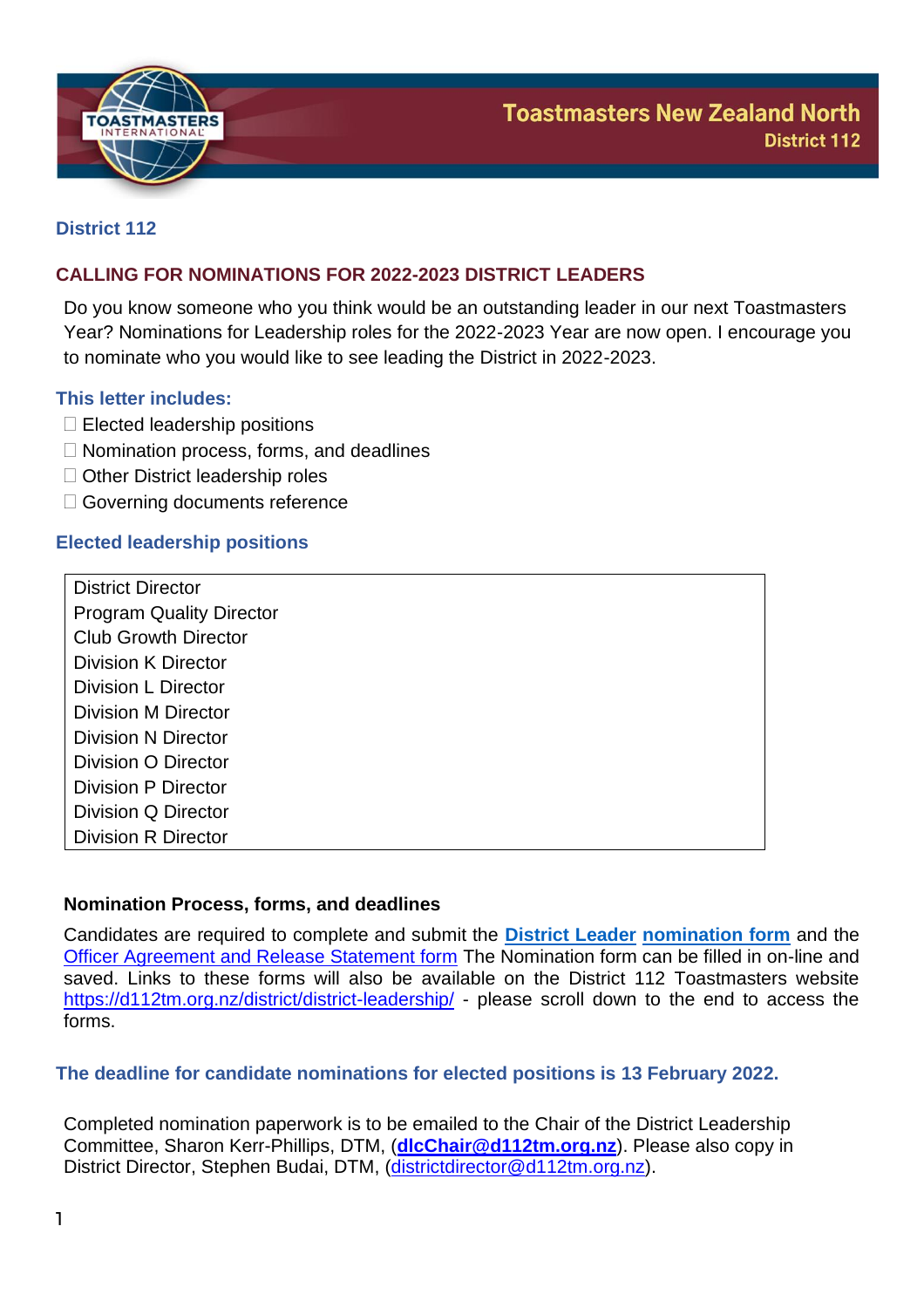Toastmasters New Zealand North
District 112

## District 112

## CALLING FOR NOMINATIONS FOR 2022-2023 DISTRICT LEADERS

Do you know someone who you think would be an outstanding leader in our next Toastmasters Year? Nominations for Leadership roles for the 2022-2023 Year are now open. I encourage you to nominate who you would like to see leading the District in 2022-2023.

### This letter includes:

- Elected leadership positions
- Nomination process, forms, and deadlines
- Other District leadership roles
- Governing documents reference

### Elected leadership positions

| District Director |
|---|
| Program Quality Director |
| Club Growth Director |
| Division K Director |
| Division L Director |
| Division M Director |
| Division N Director |
| Division O Director |
| Division P Director |
| Division Q Director |
| Division R Director |

### Nomination Process, forms, and deadlines

Candidates are required to complete and submit the **District Leader nomination form** and the Officer Agreement and Release Statement form The Nomination form can be filled in on-line and saved. Links to these forms will also be available on the District 112 Toastmasters website https://d112tm.org.nz/district/district-leadership/ - please scroll down to the end to access the forms.

**The deadline for candidate nominations for elected positions is 13 February 2022.**

Completed nomination paperwork is to be emailed to the Chair of the District Leadership Committee, Sharon Kerr-Phillips, DTM, (**dlcChair@d112tm.org.nz**). Please also copy in District Director, Stephen Budai, DTM, (districtdirector@d112tm.org.nz).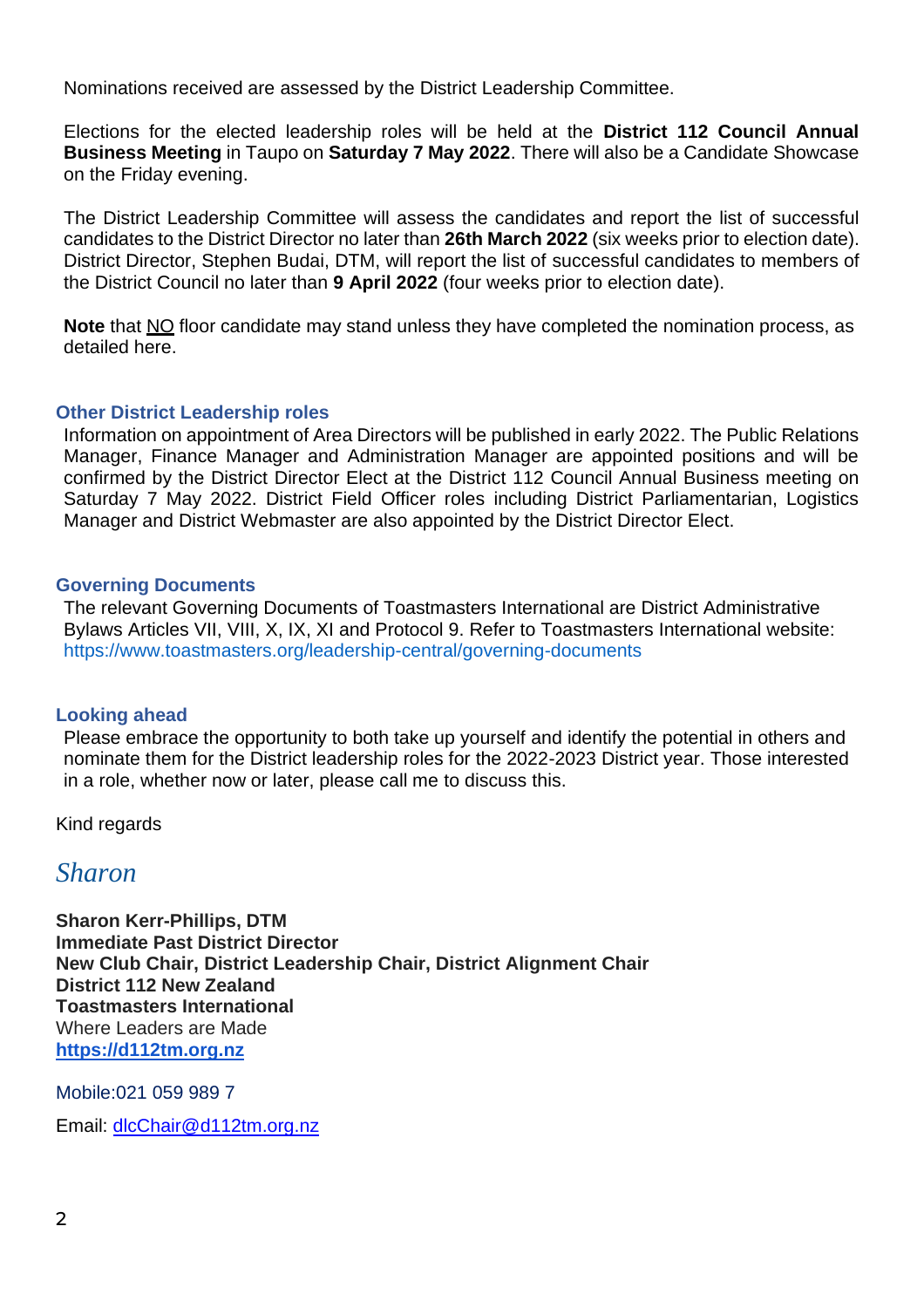Nominations received are assessed by the District Leadership Committee.

Elections for the elected leadership roles will be held at the **District 112 Council Annual Business Meeting** in Taupo on **Saturday 7 May 2022**. There will also be a Candidate Showcase on the Friday evening.

The District Leadership Committee will assess the candidates and report the list of successful candidates to the District Director no later than **26th March 2022** (six weeks prior to election date). District Director, Stephen Budai, DTM, will report the list of successful candidates to members of the District Council no later than **9 April 2022** (four weeks prior to election date).

**Note** that NO floor candidate may stand unless they have completed the nomination process, as detailed here.

### Other District Leadership roles

Information on appointment of Area Directors will be published in early 2022. The Public Relations Manager, Finance Manager and Administration Manager are appointed positions and will be confirmed by the District Director Elect at the District 112 Council Annual Business meeting on Saturday 7 May 2022. District Field Officer roles including District Parliamentarian, Logistics Manager and District Webmaster are also appointed by the District Director Elect.

### Governing Documents

The relevant Governing Documents of Toastmasters International are District Administrative Bylaws Articles VII, VIII, X, IX, XI and Protocol 9. Refer to Toastmasters International website: https://www.toastmasters.org/leadership-central/governing-documents

### Looking ahead

Please embrace the opportunity to both take up yourself and identify the potential in others and nominate them for the District leadership roles for the 2022-2023 District year. Those interested in a role, whether now or later, please call me to discuss this.

Kind regards

*Sharon*

**Sharon Kerr-Phillips, DTM**
**Immediate Past District Director**
**New Club Chair, District Leadership Chair, District Alignment Chair**
**District 112 New Zealand**
**Toastmasters International**
Where Leaders are Made
**https://d112tm.org.nz**

Mobile:021 059 989 7

Email: dlcChair@d112tm.org.nz